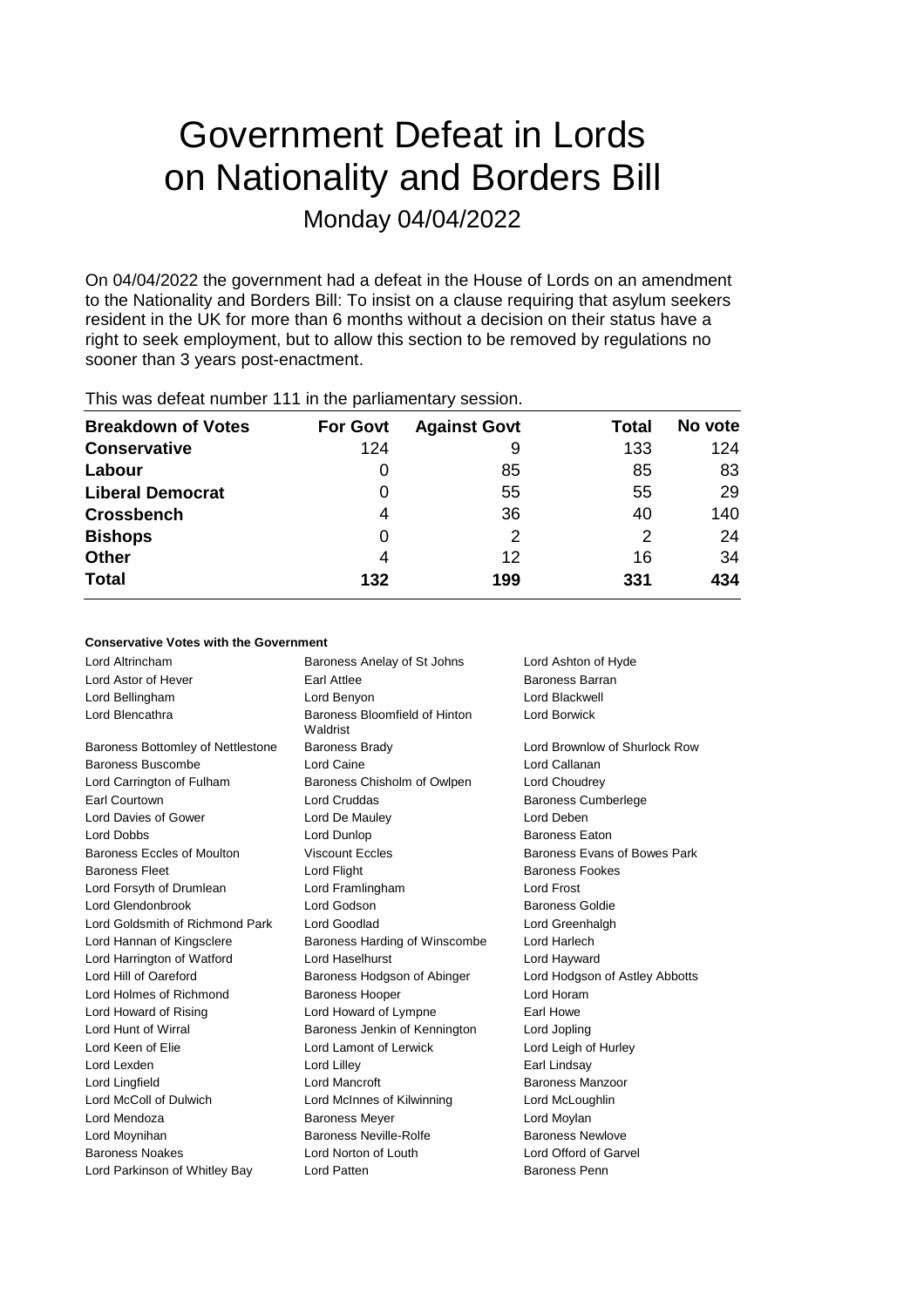# Government Defeat in Lords on Nationality and Borders Bill

Monday 04/04/2022

On 04/04/2022 the government had a defeat in the House of Lords on an amendment to the Nationality and Borders Bill: To insist on a clause requiring that asylum seekers resident in the UK for more than 6 months without a decision on their status have a right to seek employment, but to allow this section to be removed by regulations no sooner than 3 years post-enactment.

This was defeat number 111 in the parliamentary session.

| Breakdown of Votes | For Govt | Against Govt | Total | No vote |
|---|---|---|---|---|
| **Conservative** | 124 | 9 | 133 | 124 |
| **Labour** | 0 | 85 | 85 | 83 |
| **Liberal Democrat** | 0 | 55 | 55 | 29 |
| **Crossbench** | 4 | 36 | 40 | 140 |
| **Bishops** | 0 | 2 | 2 | 24 |
| **Other** | 4 | 12 | 16 | 34 |
| **Total** | **132** | **199** | **331** | **434** |

### Conservative Votes with the Government

| | | |
|---|---|---|
| Lord Altrincham | Baroness Anelay of St Johns | Lord Ashton of Hyde |
| Lord Astor of Hever | Earl Attlee | Baroness Barran |
| Lord Bellingham | Lord Benyon | Lord Blackwell |
| Lord Blencathra | Baroness Bloomfield of Hinton Waldrist | Lord Borwick |
| Baroness Bottomley of Nettlestone | Baroness Brady | Lord Brownlow of Shurlock Row |
| Baroness Buscombe | Lord Caine | Lord Callanan |
| Lord Carrington of Fulham | Baroness Chisholm of Owlpen | Lord Choudrey |
| Earl Courtown | Lord Cruddas | Baroness Cumberlege |
| Lord Davies of Gower | Lord De Mauley | Lord Deben |
| Lord Dobbs | Lord Dunlop | Baroness Eaton |
| Baroness Eccles of Moulton | Viscount Eccles | Baroness Evans of Bowes Park |
| Baroness Fleet | Lord Flight | Baroness Fookes |
| Lord Forsyth of Drumlean | Lord Framlingham | Lord Frost |
| Lord Glendonbrook | Lord Godson | Baroness Goldie |
| Lord Goldsmith of Richmond Park | Lord Goodlad | Lord Greenhalgh |
| Lord Hannan of Kingsclere | Baroness Harding of Winscombe | Lord Harlech |
| Lord Harrington of Watford | Lord Haselhurst | Lord Hayward |
| Lord Hill of Oareford | Baroness Hodgson of Abinger | Lord Hodgson of Astley Abbotts |
| Lord Holmes of Richmond | Baroness Hooper | Lord Horam |
| Lord Howard of Rising | Lord Howard of Lympne | Earl Howe |
| Lord Hunt of Wirral | Baroness Jenkin of Kennington | Lord Jopling |
| Lord Keen of Elie | Lord Lamont of Lerwick | Lord Leigh of Hurley |
| Lord Lexden | Lord Lilley | Earl Lindsay |
| Lord Lingfield | Lord Mancroft | Baroness Manzoor |
| Lord McColl of Dulwich | Lord McInnes of Kilwinning | Lord McLoughlin |
| Lord Mendoza | Baroness Meyer | Lord Moylan |
| Lord Moynihan | Baroness Neville-Rolfe | Baroness Newlove |
| Baroness Noakes | Lord Norton of Louth | Lord Offord of Garvel |
| Lord Parkinson of Whitley Bay | Lord Patten | Baroness Penn |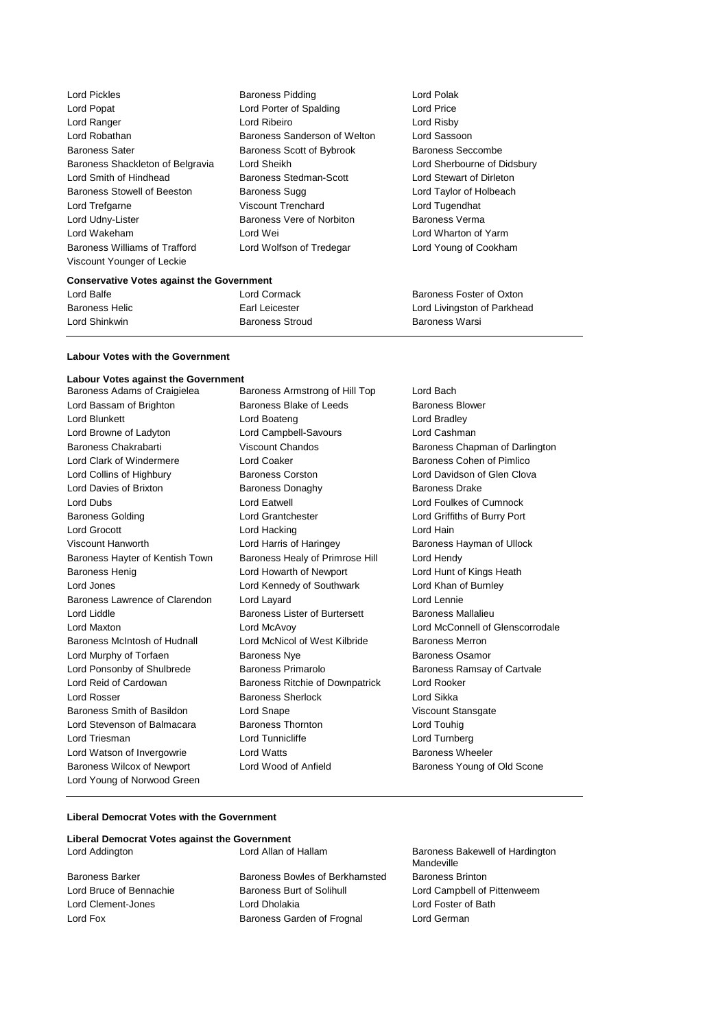Lord Pickles
Baroness Pidding
Lord Polak
Lord Popat
Lord Porter of Spalding
Lord Price
Lord Ranger
Lord Ribeiro
Lord Risby
Lord Robathan
Baroness Sanderson of Welton
Lord Sassoon
Baroness Sater
Baroness Scott of Bybrook
Baroness Seccombe
Baroness Shackleton of Belgravia
Lord Sheikh
Lord Sherbourne of Didsbury
Lord Smith of Hindhead
Baroness Stedman-Scott
Lord Stewart of Dirleton
Baroness Stowell of Beeston
Baroness Sugg
Lord Taylor of Holbeach
Lord Trefgarne
Viscount Trenchard
Lord Tugendhat
Lord Udny-Lister
Baroness Vere of Norbiton
Baroness Verma
Lord Wakeham
Lord Wei
Lord Wharton of Yarm
Baroness Williams of Trafford
Lord Wolfson of Tredegar
Lord Young of Cookham
Viscount Younger of Leckie

**Conservative Votes against the Government**

Lord Balfe
Lord Cormack
Baroness Foster of Oxton
Baroness Helic
Earl Leicester
Lord Livingston of Parkhead
Lord Shinkwin
Baroness Stroud
Baroness Warsi

**Labour Votes with the Government**

**Labour Votes against the Government**

Baroness Adams of Craigielea
Baroness Armstrong of Hill Top
Lord Bach
Lord Bassam of Brighton
Baroness Blake of Leeds
Baroness Blower
Lord Blunkett
Lord Boateng
Lord Bradley
Lord Browne of Ladyton
Lord Campbell-Savours
Lord Cashman
Baroness Chakrabarti
Viscount Chandos
Baroness Chapman of Darlington
Lord Clark of Windermere
Lord Coaker
Baroness Cohen of Pimlico
Lord Collins of Highbury
Baroness Corston
Lord Davidson of Glen Clova
Lord Davies of Brixton
Baroness Donaghy
Baroness Drake
Lord Dubs
Lord Eatwell
Lord Foulkes of Cumnock
Baroness Golding
Lord Grantchester
Lord Griffiths of Burry Port
Lord Grocott
Lord Hacking
Lord Hain
Viscount Hanworth
Lord Harris of Haringey
Baroness Hayman of Ullock
Baroness Hayter of Kentish Town
Baroness Healy of Primrose Hill
Lord Hendy
Baroness Henig
Lord Howarth of Newport
Lord Hunt of Kings Heath
Lord Jones
Lord Kennedy of Southwark
Lord Khan of Burnley
Baroness Lawrence of Clarendon
Lord Layard
Lord Lennie
Lord Liddle
Baroness Lister of Burtersett
Baroness Mallalieu
Lord Maxton
Lord McAvoy
Lord McConnell of Glenscorrodale
Baroness McIntosh of Hudnall
Lord McNicol of West Kilbride
Baroness Merron
Lord Murphy of Torfaen
Baroness Nye
Baroness Osamor
Lord Ponsonby of Shulbrede
Baroness Primarolo
Baroness Ramsay of Cartvale
Lord Reid of Cardowan
Baroness Ritchie of Downpatrick
Lord Rooker
Lord Rosser
Baroness Sherlock
Lord Sikka
Baroness Smith of Basildon
Lord Snape
Viscount Stansgate
Lord Stevenson of Balmacara
Baroness Thornton
Lord Touhig
Lord Triesman
Lord Tunnicliffe
Lord Turnberg
Lord Watson of Invergowrie
Lord Watts
Baroness Wheeler
Baroness Wilcox of Newport
Lord Wood of Anfield
Baroness Young of Old Scone
Lord Young of Norwood Green

**Liberal Democrat Votes with the Government**

**Liberal Democrat Votes against the Government**

Lord Addington
Lord Allan of Hallam
Baroness Bakewell of Hardington Mandeville
Baroness Barker
Baroness Bowles of Berkhamsted
Baroness Brinton
Lord Bruce of Bennachie
Baroness Burt of Solihull
Lord Campbell of Pittenweem
Lord Clement-Jones
Lord Dholakia
Lord Foster of Bath
Lord Fox
Baroness Garden of Frognal
Lord German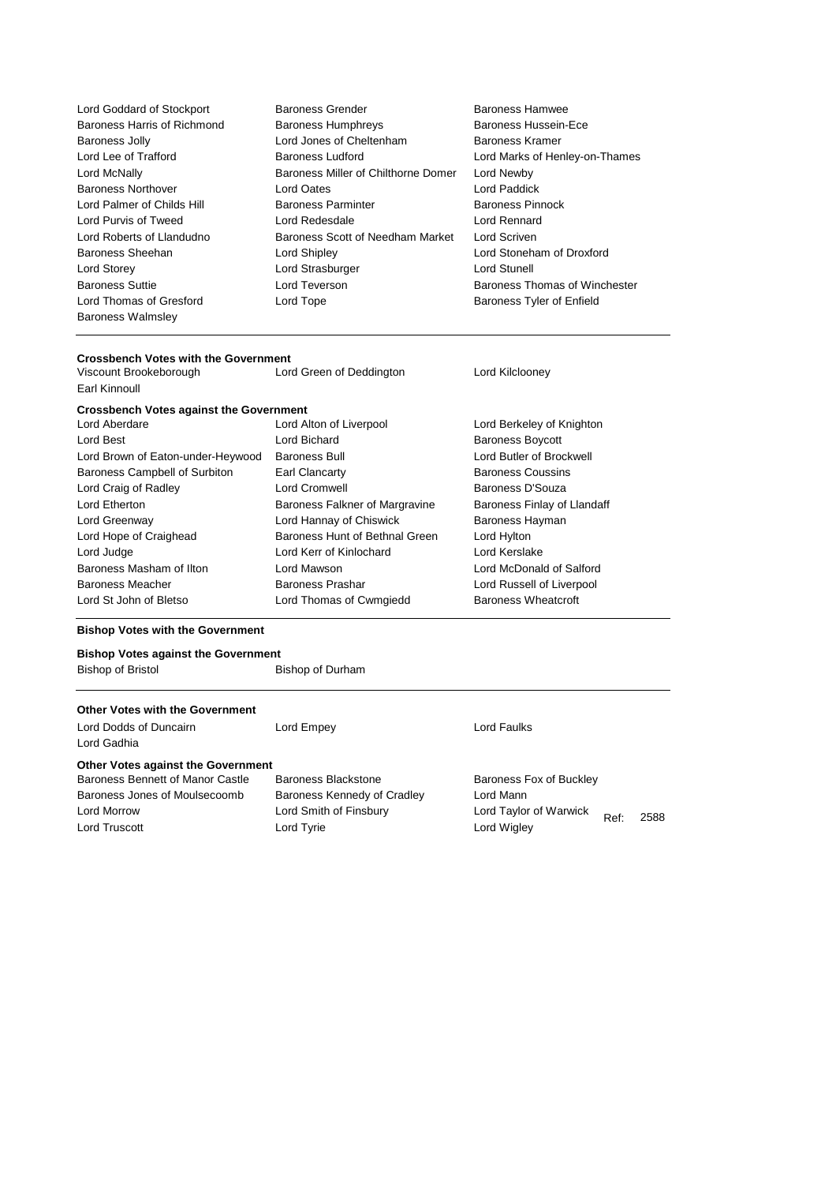Lord Goddard of Stockport
Baroness Grender
Baroness Hamwee
Baroness Harris of Richmond
Baroness Humphreys
Baroness Hussein-Ece
Baroness Jolly
Lord Jones of Cheltenham
Baroness Kramer
Lord Lee of Trafford
Baroness Ludford
Lord Marks of Henley-on-Thames
Lord McNally
Baroness Miller of Chilthorne Domer
Lord Newby
Baroness Northover
Lord Oates
Lord Paddick
Lord Palmer of Childs Hill
Baroness Parminter
Baroness Pinnock
Lord Purvis of Tweed
Lord Redesdale
Lord Rennard
Lord Roberts of Llandudno
Baroness Scott of Needham Market
Lord Scriven
Baroness Sheehan
Lord Shipley
Lord Stoneham of Droxford
Lord Storey
Lord Strasburger
Lord Stunell
Baroness Suttie
Lord Teverson
Baroness Thomas of Winchester
Lord Thomas of Gresford
Lord Tope
Baroness Tyler of Enfield
Baroness Walmsley

---

**Crossbench Votes with the Government**

Viscount Brookeborough
Lord Green of Deddington
Lord Kilclooney
Earl Kinnoull

**Crossbench Votes against the Government**

Lord Aberdare
Lord Alton of Liverpool
Lord Berkeley of Knighton
Lord Best
Lord Bichard
Baroness Boycott
Lord Brown of Eaton-under-Heywood
Baroness Bull
Lord Butler of Brockwell
Baroness Campbell of Surbiton
Earl Clancarty
Baroness Coussins
Lord Craig of Radley
Lord Cromwell
Baroness D'Souza
Lord Etherton
Baroness Falkner of Margravine
Baroness Finlay of Llandaff
Lord Greenway
Lord Hannay of Chiswick
Baroness Hayman
Lord Hope of Craighead
Baroness Hunt of Bethnal Green
Lord Hylton
Lord Judge
Lord Kerr of Kinlochard
Lord Kerslake
Baroness Masham of Ilton
Lord Mawson
Lord McDonald of Salford
Baroness Meacher
Baroness Prashar
Lord Russell of Liverpool
Lord St John of Bletso
Lord Thomas of Cwmgiedd
Baroness Wheatcroft

---

**Bishop Votes with the Government**

**Bishop Votes against the Government**

Bishop of Bristol
Bishop of Durham

---

**Other Votes with the Government**

Lord Dodds of Duncairn
Lord Empey
Lord Faulks
Lord Gadhia

**Other Votes against the Government**

Baroness Bennett of Manor Castle
Baroness Blackstone
Baroness Fox of Buckley
Baroness Jones of Moulsecoomb
Baroness Kennedy of Cradley
Lord Mann
Lord Morrow
Lord Smith of Finsbury
Lord Taylor of Warwick
Lord Truscott
Lord Tyrie
Lord Wigley

Ref: 2588